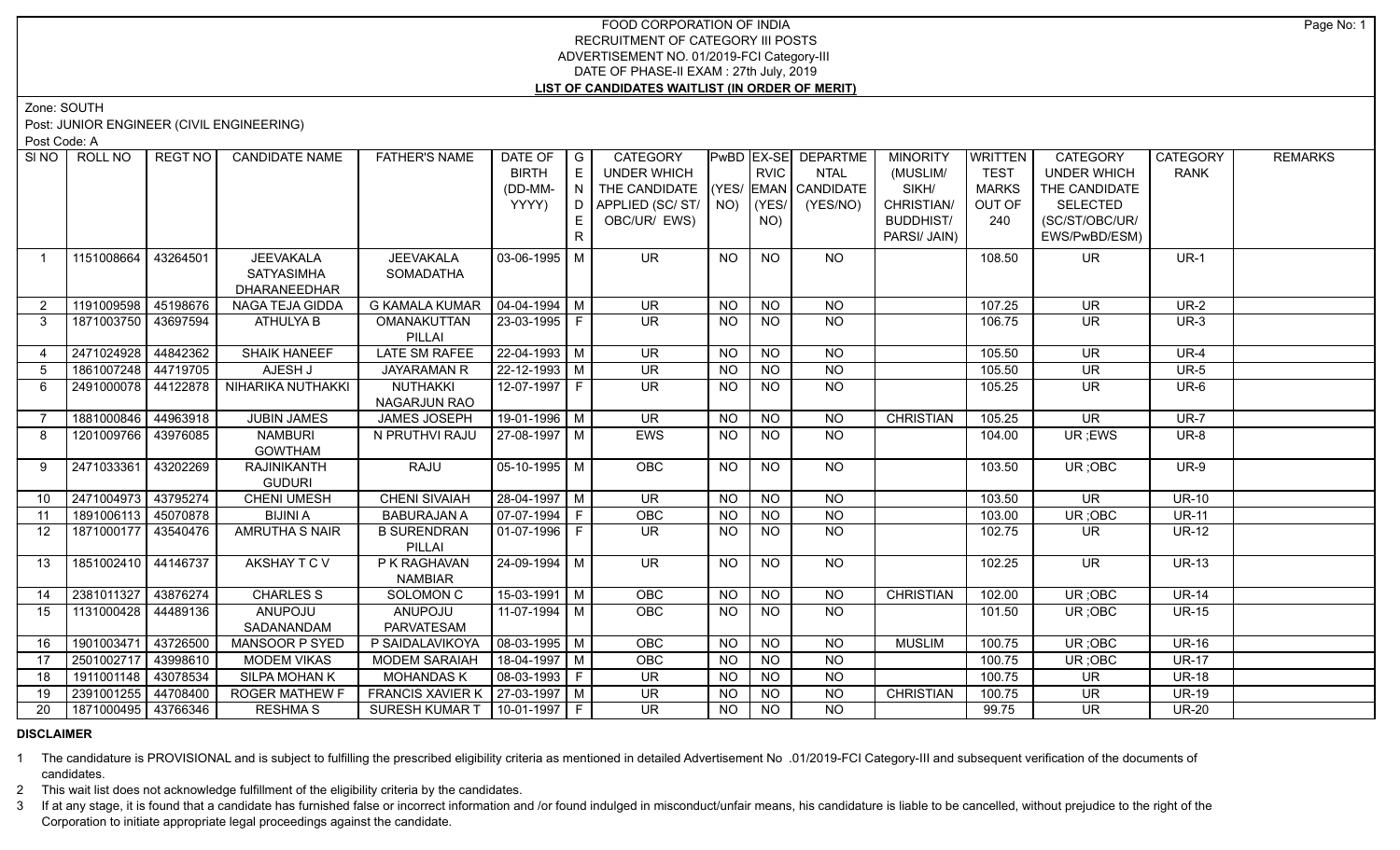# FOOD CORPORATION OF INDIA
## RECRUITMENT OF CATEGORY III POSTS
### ADVERTISEMENT NO. 01/2019-FCI Category-III
### DATE OF PHASE-II EXAM : 27th July, 2019
### LIST OF CANDIDATES WAITLIST (IN ORDER OF MERIT)

Zone: SOUTH

Post: JUNIOR ENGINEER (CIVIL ENGINEERING)

Post Code: A

| Sl NO | ROLL NO | REGT NO | CANDIDATE NAME | FATHER'S NAME | DATE OF BIRTH (DD-MM-YYYY) | GENDER | CATEGORY UNDER WHICH THE CANDIDATE APPLIED (SC/ ST/ OBC/UR/ EWS) | PwBD (YES/ NO) | EX-SERVICEMAN (YES/ NO) | DEPARTMENTAL CANDIDATE (YES/NO) | MINORITY (MUSLIM/ SIKH/ CHRISTIAN/ BUDDHIST/ PARSI/ JAIN) | WRITTEN TEST MARKS OUT OF 240 | CATEGORY UNDER WHICH THE CANDIDATE SELECTED (SC/ST/OBC/UR/ EWS/PwBD/ESM) | CATEGORY RANK | REMARKS |
|---|---|---|---|---|---|---|---|---|---|---|---|---|---|---|---|
| 1 | 1151008664 | 43264501 | JEEVAKALA SATYASIMHA DHARANEEDHAR | JEEVAKALA SOMADATHA | 03-06-1995 | M | UR | NO | NO | NO | | 108.50 | UR | UR-1 | |
| 2 | 1191009598 | 45198676 | NAGA TEJA GIDDA | G KAMALA KUMAR | 04-04-1994 | M | UR | NO | NO | NO | | 107.25 | UR | UR-2 | |
| 3 | 1871003750 | 43697594 | ATHULYA B | OMANAKUTTAN PILLAI | 23-03-1995 | F | UR | NO | NO | NO | | 106.75 | UR | UR-3 | |
| 4 | 2471024928 | 44842362 | SHAIK HANEEF | LATE SM RAFEE | 22-04-1993 | M | UR | NO | NO | NO | | 105.50 | UR | UR-4 | |
| 5 | 1861007248 | 44719705 | AJESH J | JAYARAMAN R | 22-12-1993 | M | UR | NO | NO | NO | | 105.50 | UR | UR-5 | |
| 6 | 2491000078 | 44122878 | NIHARIKA NUTHAKKI | NUTHAKKI NAGARJUN RAO | 12-07-1997 | F | UR | NO | NO | NO | | 105.25 | UR | UR-6 | |
| 7 | 1881000846 | 44963918 | JUBIN JAMES | JAMES JOSEPH | 19-01-1996 | M | UR | NO | NO | NO | CHRISTIAN | 105.25 | UR | UR-7 | |
| 8 | 1201009766 | 43976085 | NAMBURI GOWTHAM | N PRUTHVI RAJU | 27-08-1997 | M | EWS | NO | NO | NO | | 104.00 | UR ;EWS | UR-8 | |
| 9 | 2471033361 | 43202269 | RAJINIKANTH GUDURI | RAJU | 05-10-1995 | M | OBC | NO | NO | NO | | 103.50 | UR ;OBC | UR-9 | |
| 10 | 2471004973 | 43795274 | CHENI UMESH | CHENI SIVAIAH | 28-04-1997 | M | UR | NO | NO | NO | | 103.50 | UR | UR-10 | |
| 11 | 1891006113 | 45070878 | BIJINI A | BABURAJAN A | 07-07-1994 | F | OBC | NO | NO | NO | | 103.00 | UR ;OBC | UR-11 | |
| 12 | 1871000177 | 43540476 | AMRUTHA S NAIR | B SURENDRAN PILLAI | 01-07-1996 | F | UR | NO | NO | NO | | 102.75 | UR | UR-12 | |
| 13 | 1851002410 | 44146737 | AKSHAY T C V | P K RAGHAVAN NAMBIAR | 24-09-1994 | M | UR | NO | NO | NO | | 102.25 | UR | UR-13 | |
| 14 | 2381011327 | 43876274 | CHARLES S | SOLOMON C | 15-03-1991 | M | OBC | NO | NO | NO | CHRISTIAN | 102.00 | UR ;OBC | UR-14 | |
| 15 | 1131000428 | 44489136 | ANUPOJU SADANANDAM | ANUPOJU PARVATESAM | 11-07-1994 | M | OBC | NO | NO | NO | | 101.50 | UR ;OBC | UR-15 | |
| 16 | 1901003471 | 43726500 | MANSOOR P SYED | P SAIDALAVIKOYA | 08-03-1995 | M | OBC | NO | NO | NO | MUSLIM | 100.75 | UR ;OBC | UR-16 | |
| 17 | 2501002717 | 43998610 | MODEM VIKAS | MODEM SARAIAH | 18-04-1997 | M | OBC | NO | NO | NO | | 100.75 | UR ;OBC | UR-17 | |
| 18 | 1911001148 | 43078534 | SILPA MOHAN K | MOHANDAS K | 08-03-1993 | F | UR | NO | NO | NO | | 100.75 | UR | UR-18 | |
| 19 | 2391001255 | 44708400 | ROGER MATHEW F | FRANCIS XAVIER K | 27-03-1997 | M | UR | NO | NO | NO | CHRISTIAN | 100.75 | UR | UR-19 | |
| 20 | 1871000495 | 43766346 | RESHMA S | SURESH KUMAR T | 10-01-1997 | F | UR | NO | NO | NO | | 99.75 | UR | UR-20 | |

**DISCLAIMER**

1. The candidature is PROVISIONAL and is subject to fulfilling the prescribed eligibility criteria as mentioned in detailed Advertisement No .01/2019-FCI Category-III and subsequent verification of the documents of candidates.
2. This wait list does not acknowledge fulfillment of the eligibility criteria by the candidates.
3. If at any stage, it is found that a candidate has furnished false or incorrect information and /or found indulged in misconduct/unfair means, his candidature is liable to be cancelled, without prejudice to the right of the Corporation to initiate appropriate legal proceedings against the candidate.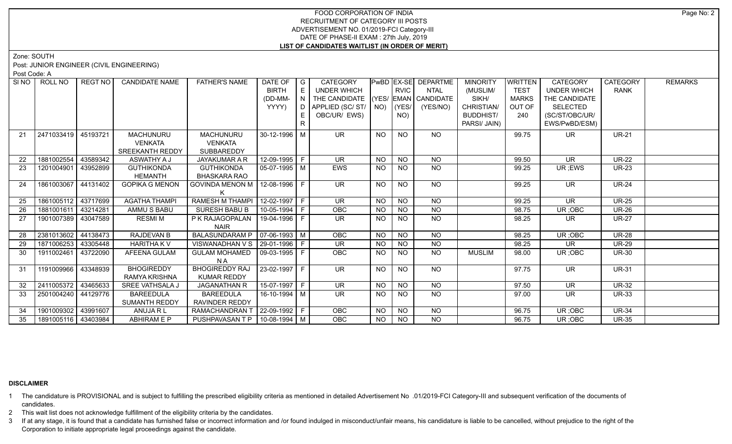FOOD CORPORATION OF INDIA
RECRUITMENT OF CATEGORY III POSTS
ADVERTISEMENT NO. 01/2019-FCI Category-III
DATE OF PHASE-II EXAM : 27th July, 2019
**LIST OF CANDIDATES WAITLIST (IN ORDER OF MERIT)**

Zone: SOUTH

Post: JUNIOR ENGINEER (CIVIL ENGINEERING)

Post Code: A

| SI NO | ROLL NO | REGT NO | CANDIDATE NAME | FATHER'S NAME | DATE OF BIRTH (DD-MM-YYYY) | GENDER | CATEGORY UNDER WHICH THE CANDIDATE APPLIED (SC/ ST/ OBC/UR/ EWS) | PwBD (YES/ NO) | EX-SERVICEMAN (YES/ NO) | DEPARTMENTAL CANDIDATE (YES/NO) | MINORITY (MUSLIM/ SIKH/ CHRISTIAN/ BUDDHIST/ PARSI/ JAIN) | WRITTEN TEST MARKS OUT OF 240 | CATEGORY UNDER WHICH THE CANDIDATE SELECTED (SC/ST/OBC/UR/ EWS/PwBD/ESM) | CATEGORY RANK | REMARKS |
|---|---|---|---|---|---|---|---|---|---|---|---|---|---|---|---|
| 21 | 2471033419 | 45193721 | MACHUNURU VENKATA SREEKANTH REDDY | MACHUNURU VENKATA SUBBAREDDY | 30-12-1996 | M | UR | NO | NO | NO | | 99.75 | UR | UR-21 | |
| 22 | 1881002554 | 43589342 | ASWATHY A J | JAYAKUMAR A R | 12-09-1995 | F | UR | NO | NO | NO | | 99.50 | UR | UR-22 | |
| 23 | 1201004901 | 43952899 | GUTHIKONDA HEMANTH | GUTHIKONDA BHASKARA RAO | 05-07-1995 | M | EWS | NO | NO | NO | | 99.25 | UR ;EWS | UR-23 | |
| 24 | 1861003067 | 44131402 | GOPIKA G MENON | GOVINDA MENON M K | 12-08-1996 | F | UR | NO | NO | NO | | 99.25 | UR | UR-24 | |
| 25 | 1861005112 | 43717699 | AGATHA THAMPI | RAMESH M THAMPI | 12-02-1997 | F | UR | NO | NO | NO | | 99.25 | UR | UR-25 | |
| 26 | 1881001611 | 43214281 | AMMU S BABU | SURESH BABU B | 10-05-1994 | F | OBC | NO | NO | NO | | 98.75 | UR ;OBC | UR-26 | |
| 27 | 1901007389 | 43047589 | RESMI M | P K RAJAGOPALAN NAIR | 19-04-1996 | F | UR | NO | NO | NO | | 98.25 | UR | UR-27 | |
| 28 | 2381013602 | 44138473 | RAJDEVAN B | BALASUNDARAM P | 07-06-1993 | M | OBC | NO | NO | NO | | 98.25 | UR ;OBC | UR-28 | |
| 29 | 1871006253 | 43305448 | HARITHA K V | VISWANADHAN V S | 29-01-1996 | F | UR | NO | NO | NO | | 98.25 | UR | UR-29 | |
| 30 | 1911002461 | 43722090 | AFEENA GULAM | GULAM MOHAMED N A | 09-03-1995 | F | OBC | NO | NO | NO | MUSLIM | 98.00 | UR ;OBC | UR-30 | |
| 31 | 1191009966 | 43348939 | BHOGIREDDY RAMYA KRISHNA | BHOGIREDDY RAJ KUMAR REDDY | 23-02-1997 | F | UR | NO | NO | NO | | 97.75 | UR | UR-31 | |
| 32 | 2411005372 | 43465633 | SREE VATHSALA J | JAGANATHAN R | 15-07-1997 | F | UR | NO | NO | NO | | 97.50 | UR | UR-32 | |
| 33 | 2501004240 | 44129776 | BAREEDULA SUMANTH REDDY | BAREEDULA RAVINDER REDDY | 16-10-1994 | M | UR | NO | NO | NO | | 97.00 | UR | UR-33 | |
| 34 | 1901009302 | 43991607 | ANUJA R L | RAMACHANDRAN T | 22-09-1992 | F | OBC | NO | NO | NO | | 96.75 | UR ;OBC | UR-34 | |
| 35 | 1891005116 | 43403984 | ABHIRAM E P | PUSHPAVASAN T P | 10-08-1994 | M | OBC | NO | NO | NO | | 96.75 | UR ;OBC | UR-35 | |

**DISCLAIMER**

1 The candidature is PROVISIONAL and is subject to fulfilling the prescribed eligibility criteria as mentioned in detailed Advertisement No .01/2019-FCI Category-III and subsequent verification of the documents of candidates.

2 This wait list does not acknowledge fulfillment of the eligibility criteria by the candidates.

3 If at any stage, it is found that a candidate has furnished false or incorrect information and /or found indulged in misconduct/unfair means, his candidature is liable to be cancelled, without prejudice to the right of the Corporation to initiate appropriate legal proceedings against the candidate.